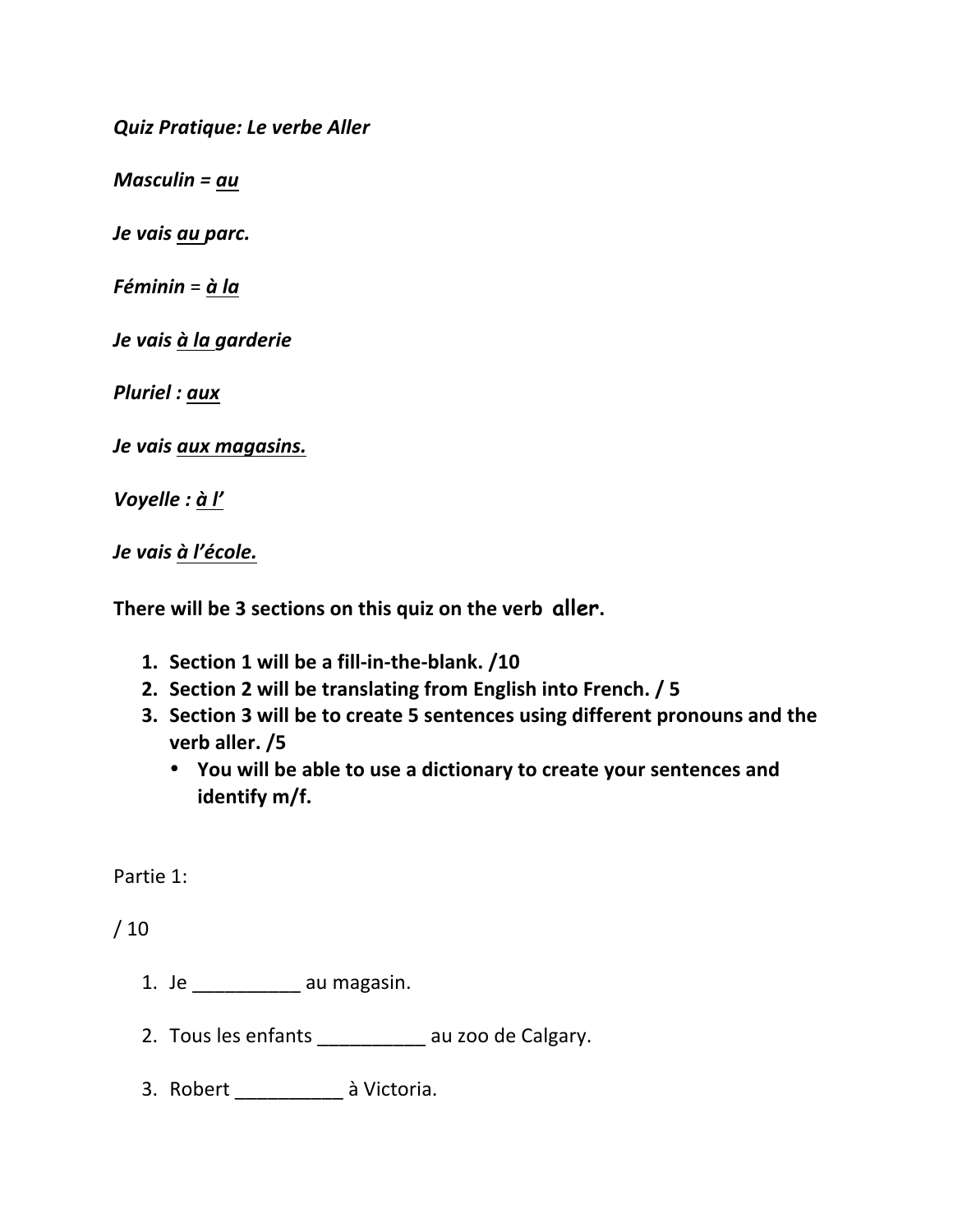***Quiz Pratique: Le verbe Aller***

***Masculin = <u>au</u>***

***Je vais <u>au</u> parc.***

***Féminin** = <u>**à la**</u>*

***Je vais <u>à la</u> garderie***

***Pluriel : <u>aux</u>***

***Je vais <u>aux magasins.</u>***

***Voyelle : <u>à l'</u>***

***Je vais <u>à l'école.</u>***

**There will be 3 sections on this quiz on the verb aller.**

1. **Section 1 will be a fill-in-the-blank. /10**
2. **Section 2 will be translating from English into French. / 5**
3. **Section 3 will be to create 5 sentences using different pronouns and the verb aller. /5**
   - **You will be able to use a dictionary to create your sentences and identify m/f.**

Partie 1:

/ 10

1. Je __________ au magasin.
2. Tous les enfants __________ au zoo de Calgary.
3. Robert __________ à Victoria.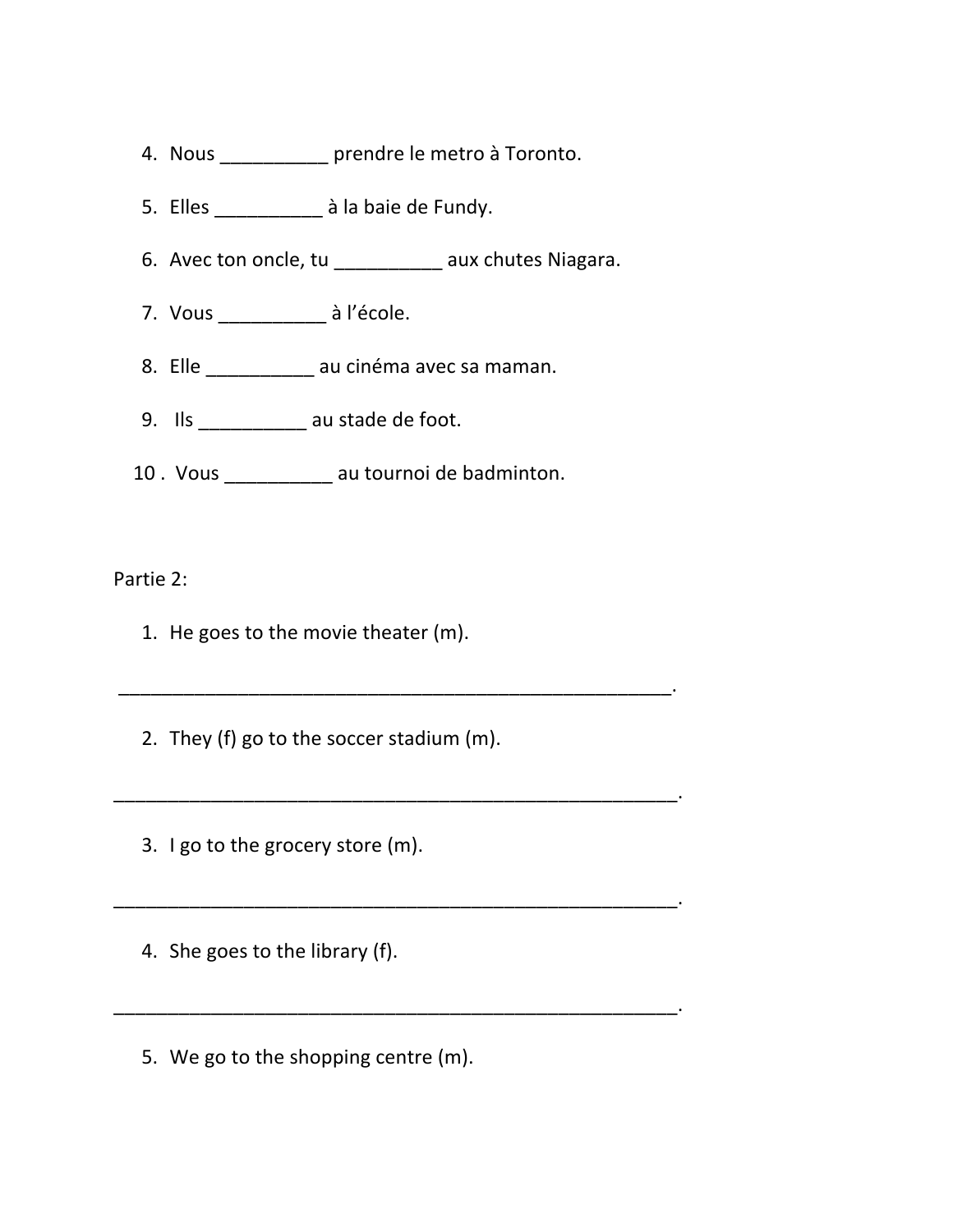4. Nous __________ prendre le metro à Toronto.

5. Elles __________ à la baie de Fundy.

6. Avec ton oncle, tu __________ aux chutes Niagara.

7. Vous __________ à l'école.

8. Elle __________ au cinéma avec sa maman.

9. Ils __________ au stade de foot.

10. Vous __________ au tournoi de badminton.

Partie 2:

1. He goes to the movie theater (m).

_____________________________________________________.

2. They (f) go to the soccer stadium (m).

_____________________________________________________.

3. I go to the grocery store (m).

_____________________________________________________.

4. She goes to the library (f).

_____________________________________________________.

5. We go to the shopping centre (m).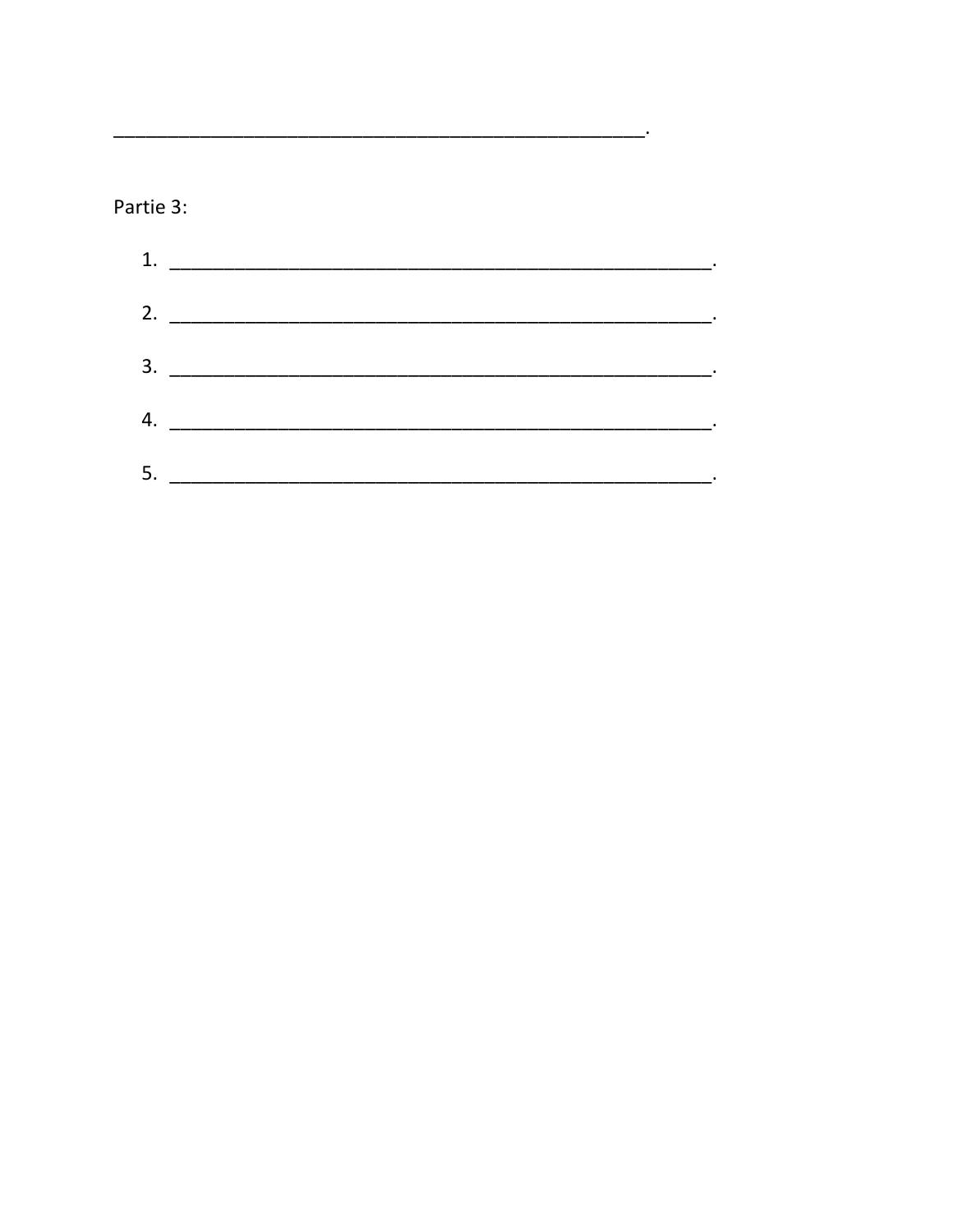___________________________________________________.

Partie 3:

1. ____________________________________________________.
2. ____________________________________________________.
3. ____________________________________________________.
4. ____________________________________________________.
5. ____________________________________________________.